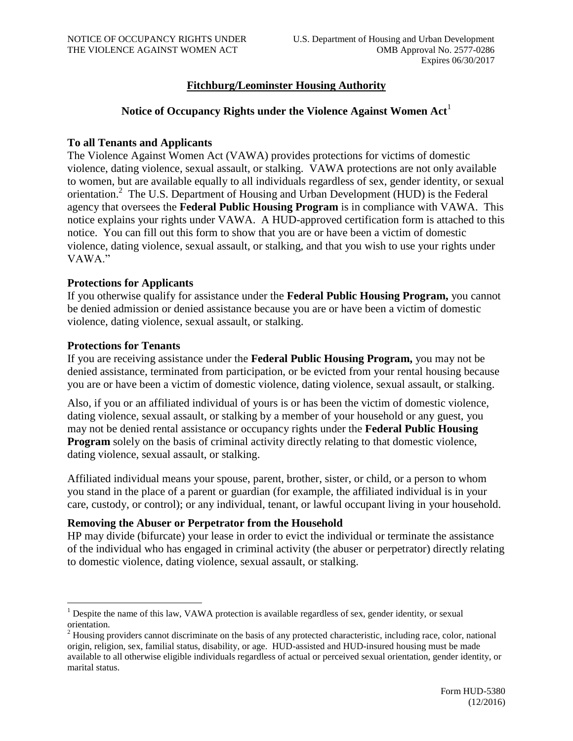NOTICE OF OCCUPANCY RIGHTS UNDER THE VIOLENCE AGAINST WOMEN ACT

U.S. Department of Housing and Urban Development
OMB Approval No. 2577-0286
Expires 06/30/2017

# Fitchburg/Leominster Housing Authority

## Notice of Occupancy Rights under the Violence Against Women Act[1]

### To all Tenants and Applicants

The Violence Against Women Act (VAWA) provides protections for victims of domestic violence, dating violence, sexual assault, or stalking. VAWA protections are not only available to women, but are available equally to all individuals regardless of sex, gender identity, or sexual orientation.[2] The U.S. Department of Housing and Urban Development (HUD) is the Federal agency that oversees the **Federal Public Housing Program** is in compliance with VAWA. This notice explains your rights under VAWA. A HUD-approved certification form is attached to this notice. You can fill out this form to show that you are or have been a victim of domestic violence, dating violence, sexual assault, or stalking, and that you wish to use your rights under VAWA."

### Protections for Applicants

If you otherwise qualify for assistance under the **Federal Public Housing Program,** you cannot be denied admission or denied assistance because you are or have been a victim of domestic violence, dating violence, sexual assault, or stalking.

### Protections for Tenants

If you are receiving assistance under the **Federal Public Housing Program,** you may not be denied assistance, terminated from participation, or be evicted from your rental housing because you are or have been a victim of domestic violence, dating violence, sexual assault, or stalking.

Also, if you or an affiliated individual of yours is or has been the victim of domestic violence, dating violence, sexual assault, or stalking by a member of your household or any guest, you may not be denied rental assistance or occupancy rights under the **Federal Public Housing Program** solely on the basis of criminal activity directly relating to that domestic violence, dating violence, sexual assault, or stalking.

Affiliated individual means your spouse, parent, brother, sister, or child, or a person to whom you stand in the place of a parent or guardian (for example, the affiliated individual is in your care, custody, or control); or any individual, tenant, or lawful occupant living in your household.

### Removing the Abuser or Perpetrator from the Household

HP may divide (bifurcate) your lease in order to evict the individual or terminate the assistance of the individual who has engaged in criminal activity (the abuser or perpetrator) directly relating to domestic violence, dating violence, sexual assault, or stalking.

---

[1] Despite the name of this law, VAWA protection is available regardless of sex, gender identity, or sexual orientation.

[2] Housing providers cannot discriminate on the basis of any protected characteristic, including race, color, national origin, religion, sex, familial status, disability, or age. HUD-assisted and HUD-insured housing must be made available to all otherwise eligible individuals regardless of actual or perceived sexual orientation, gender identity, or marital status.

Form HUD-5380
(12/2016)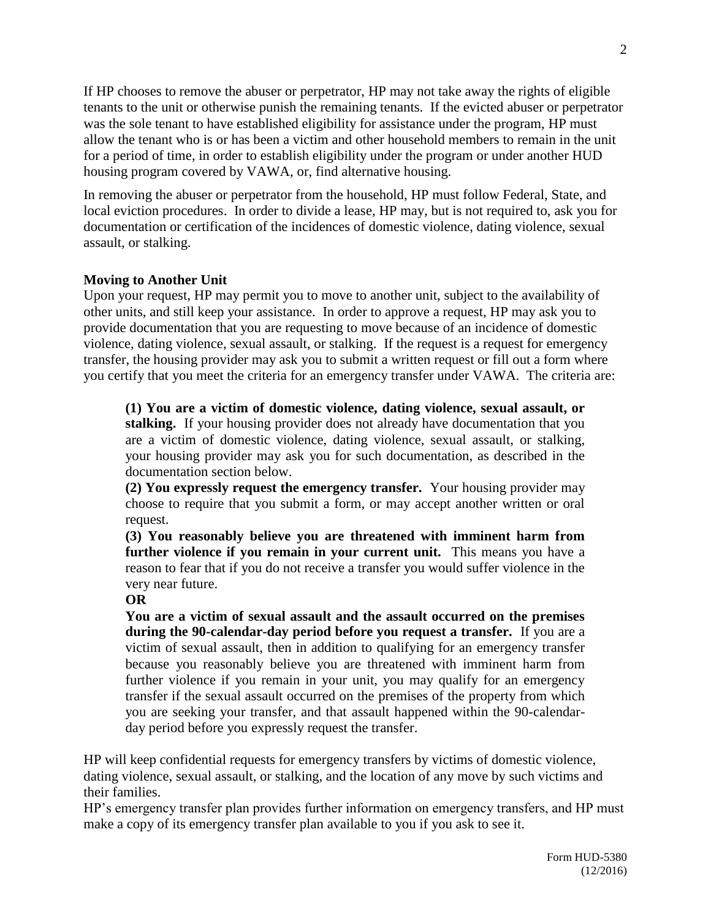If HP chooses to remove the abuser or perpetrator, HP may not take away the rights of eligible tenants to the unit or otherwise punish the remaining tenants. If the evicted abuser or perpetrator was the sole tenant to have established eligibility for assistance under the program, HP must allow the tenant who is or has been a victim and other household members to remain in the unit for a period of time, in order to establish eligibility under the program or under another HUD housing program covered by VAWA, or, find alternative housing.

In removing the abuser or perpetrator from the household, HP must follow Federal, State, and local eviction procedures. In order to divide a lease, HP may, but is not required to, ask you for documentation or certification of the incidences of domestic violence, dating violence, sexual assault, or stalking.

**Moving to Another Unit**

Upon your request, HP may permit you to move to another unit, subject to the availability of other units, and still keep your assistance. In order to approve a request, HP may ask you to provide documentation that you are requesting to move because of an incidence of domestic violence, dating violence, sexual assault, or stalking. If the request is a request for emergency transfer, the housing provider may ask you to submit a written request or fill out a form where you certify that you meet the criteria for an emergency transfer under VAWA. The criteria are:

> **(1) You are a victim of domestic violence, dating violence, sexual assault, or stalking.** If your housing provider does not already have documentation that you are a victim of domestic violence, dating violence, sexual assault, or stalking, your housing provider may ask you for such documentation, as described in the documentation section below.
>
> **(2) You expressly request the emergency transfer.** Your housing provider may choose to require that you submit a form, or may accept another written or oral request.
>
> **(3) You reasonably believe you are threatened with imminent harm from further violence if you remain in your current unit.** This means you have a reason to fear that if you do not receive a transfer you would suffer violence in the very near future.
>
> **OR**
>
> **You are a victim of sexual assault and the assault occurred on the premises during the 90-calendar-day period before you request a transfer.** If you are a victim of sexual assault, then in addition to qualifying for an emergency transfer because you reasonably believe you are threatened with imminent harm from further violence if you remain in your unit, you may qualify for an emergency transfer if the sexual assault occurred on the premises of the property from which you are seeking your transfer, and that assault happened within the 90-calendar-day period before you expressly request the transfer.

HP will keep confidential requests for emergency transfers by victims of domestic violence, dating violence, sexual assault, or stalking, and the location of any move by such victims and their families.

HP's emergency transfer plan provides further information on emergency transfers, and HP must make a copy of its emergency transfer plan available to you if you ask to see it.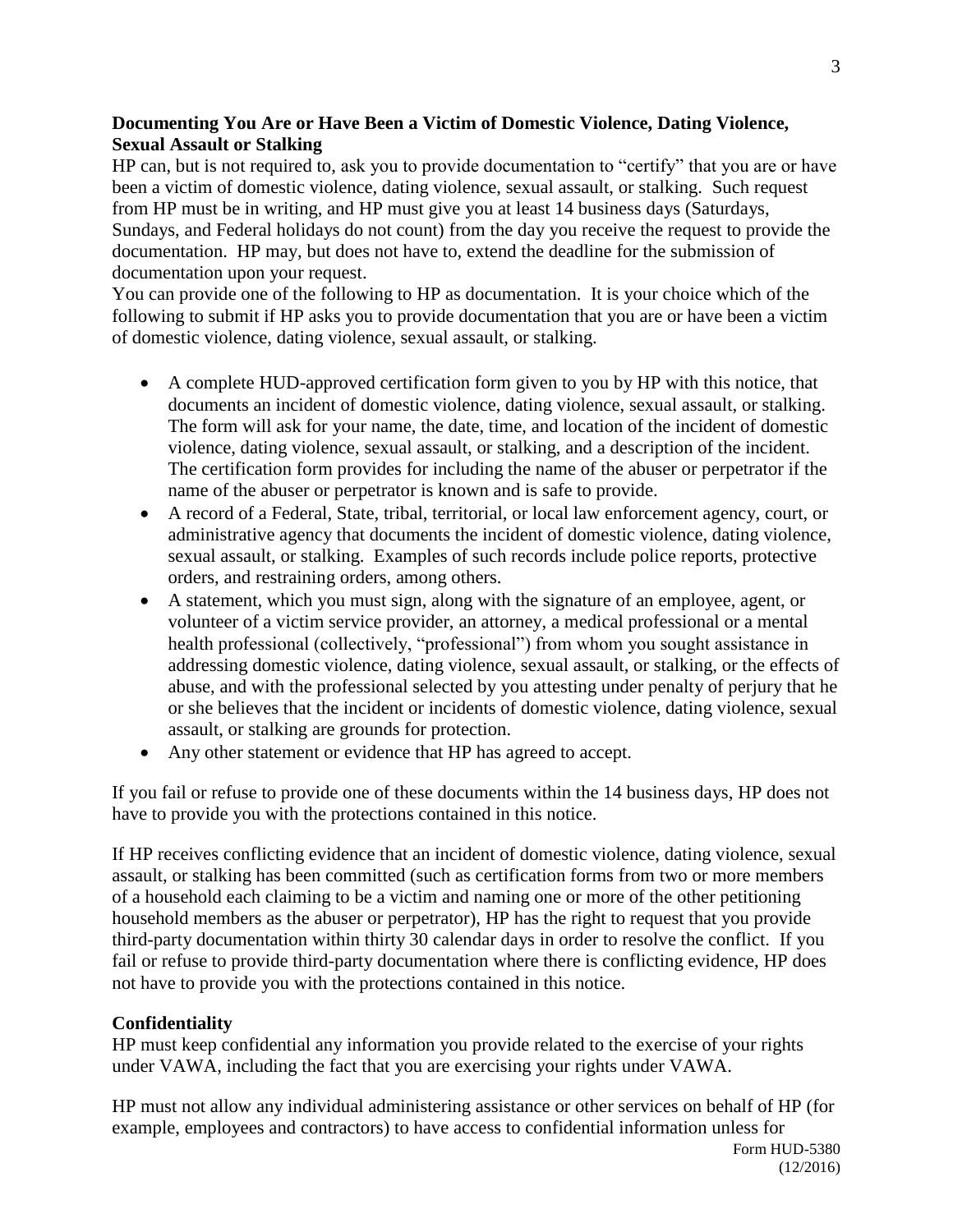**Documenting You Are or Have Been a Victim of Domestic Violence, Dating Violence, Sexual Assault or Stalking**

HP can, but is not required to, ask you to provide documentation to "certify" that you are or have been a victim of domestic violence, dating violence, sexual assault, or stalking. Such request from HP must be in writing, and HP must give you at least 14 business days (Saturdays, Sundays, and Federal holidays do not count) from the day you receive the request to provide the documentation. HP may, but does not have to, extend the deadline for the submission of documentation upon your request.

You can provide one of the following to HP as documentation. It is your choice which of the following to submit if HP asks you to provide documentation that you are or have been a victim of domestic violence, dating violence, sexual assault, or stalking.

- A complete HUD-approved certification form given to you by HP with this notice, that documents an incident of domestic violence, dating violence, sexual assault, or stalking. The form will ask for your name, the date, time, and location of the incident of domestic violence, dating violence, sexual assault, or stalking, and a description of the incident. The certification form provides for including the name of the abuser or perpetrator if the name of the abuser or perpetrator is known and is safe to provide.
- A record of a Federal, State, tribal, territorial, or local law enforcement agency, court, or administrative agency that documents the incident of domestic violence, dating violence, sexual assault, or stalking. Examples of such records include police reports, protective orders, and restraining orders, among others.
- A statement, which you must sign, along with the signature of an employee, agent, or volunteer of a victim service provider, an attorney, a medical professional or a mental health professional (collectively, "professional") from whom you sought assistance in addressing domestic violence, dating violence, sexual assault, or stalking, or the effects of abuse, and with the professional selected by you attesting under penalty of perjury that he or she believes that the incident or incidents of domestic violence, dating violence, sexual assault, or stalking are grounds for protection.
- Any other statement or evidence that HP has agreed to accept.

If you fail or refuse to provide one of these documents within the 14 business days, HP does not have to provide you with the protections contained in this notice.

If HP receives conflicting evidence that an incident of domestic violence, dating violence, sexual assault, or stalking has been committed (such as certification forms from two or more members of a household each claiming to be a victim and naming one or more of the other petitioning household members as the abuser or perpetrator), HP has the right to request that you provide third-party documentation within thirty 30 calendar days in order to resolve the conflict. If you fail or refuse to provide third-party documentation where there is conflicting evidence, HP does not have to provide you with the protections contained in this notice.

**Confidentiality**

HP must keep confidential any information you provide related to the exercise of your rights under VAWA, including the fact that you are exercising your rights under VAWA.

HP must not allow any individual administering assistance or other services on behalf of HP (for example, employees and contractors) to have access to confidential information unless for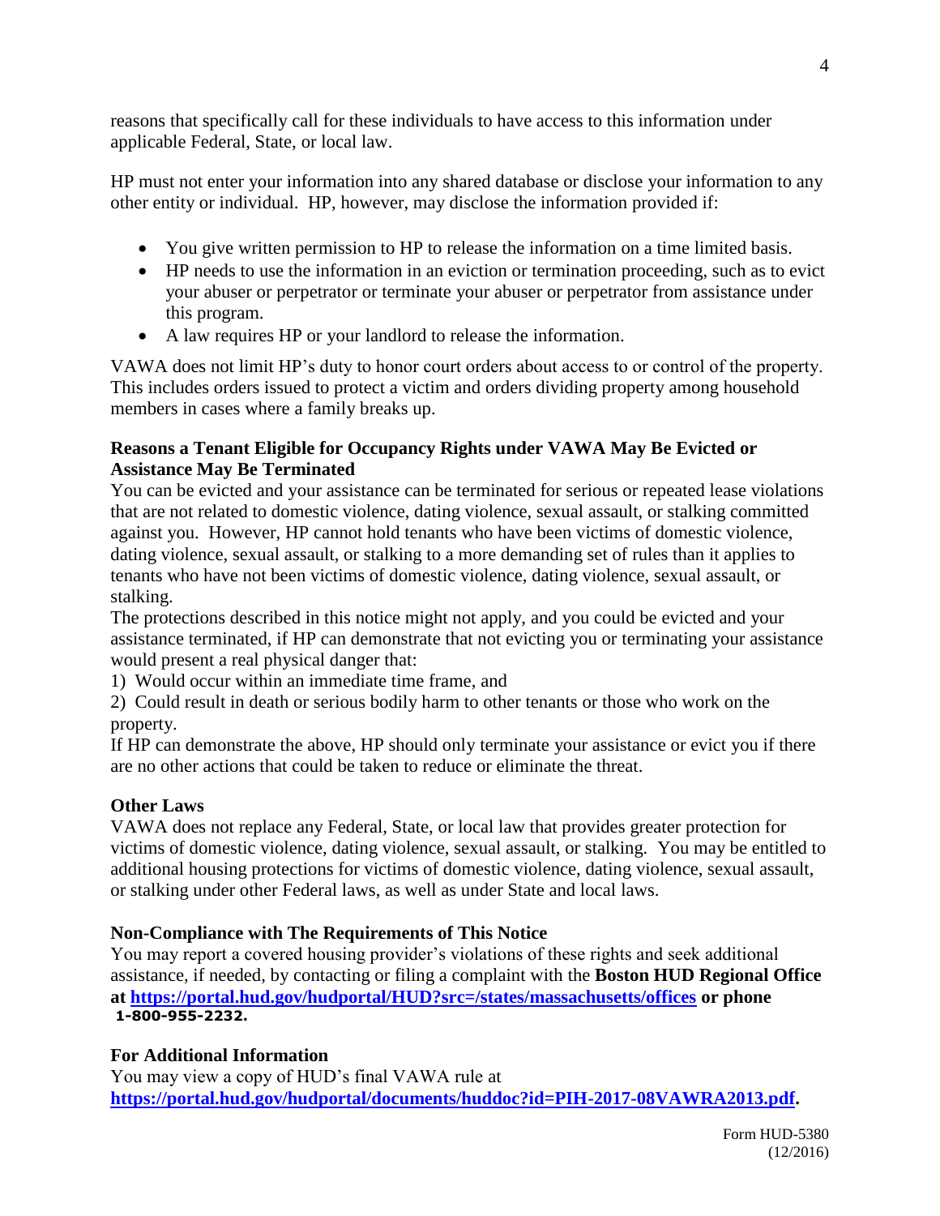reasons that specifically call for these individuals to have access to this information under applicable Federal, State, or local law.

HP must not enter your information into any shared database or disclose your information to any other entity or individual. HP, however, may disclose the information provided if:

- You give written permission to HP to release the information on a time limited basis.
- HP needs to use the information in an eviction or termination proceeding, such as to evict your abuser or perpetrator or terminate your abuser or perpetrator from assistance under this program.
- A law requires HP or your landlord to release the information.

VAWA does not limit HP's duty to honor court orders about access to or control of the property. This includes orders issued to protect a victim and orders dividing property among household members in cases where a family breaks up.

**Reasons a Tenant Eligible for Occupancy Rights under VAWA May Be Evicted or Assistance May Be Terminated**

You can be evicted and your assistance can be terminated for serious or repeated lease violations that are not related to domestic violence, dating violence, sexual assault, or stalking committed against you. However, HP cannot hold tenants who have been victims of domestic violence, dating violence, sexual assault, or stalking to a more demanding set of rules than it applies to tenants who have not been victims of domestic violence, dating violence, sexual assault, or stalking.

The protections described in this notice might not apply, and you could be evicted and your assistance terminated, if HP can demonstrate that not evicting you or terminating your assistance would present a real physical danger that:

1) Would occur within an immediate time frame, and
2) Could result in death or serious bodily harm to other tenants or those who work on the property.

If HP can demonstrate the above, HP should only terminate your assistance or evict you if there are no other actions that could be taken to reduce or eliminate the threat.

**Other Laws**

VAWA does not replace any Federal, State, or local law that provides greater protection for victims of domestic violence, dating violence, sexual assault, or stalking. You may be entitled to additional housing protections for victims of domestic violence, dating violence, sexual assault, or stalking under other Federal laws, as well as under State and local laws.

**Non-Compliance with The Requirements of This Notice**

You may report a covered housing provider's violations of these rights and seek additional assistance, if needed, by contacting or filing a complaint with the **Boston HUD Regional Office at https://portal.hud.gov/hudportal/HUD?src=/states/massachusetts/offices or phone 1-800-955-2232.**

**For Additional Information**

You may view a copy of HUD's final VAWA rule at **https://portal.hud.gov/hudportal/documents/huddoc?id=PIH-2017-08VAWRA2013.pdf.**

Form HUD-5380
(12/2016)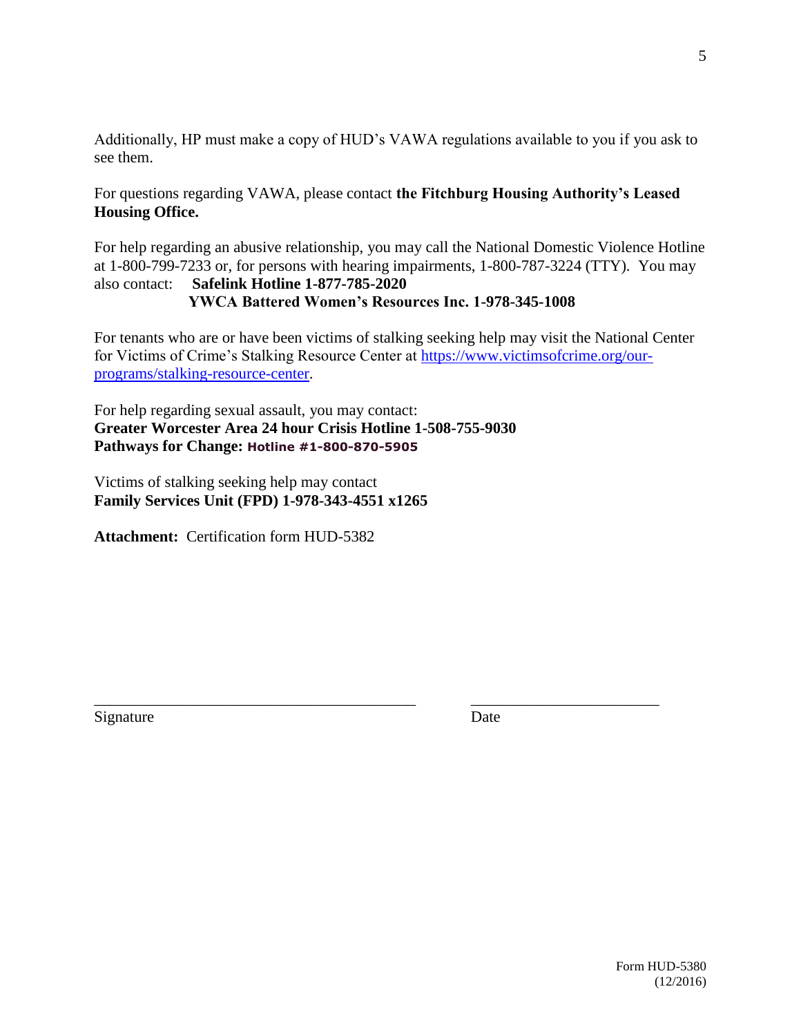Additionally, HP must make a copy of HUD's VAWA regulations available to you if you ask to see them.

For questions regarding VAWA, please contact **the Fitchburg Housing Authority's Leased Housing Office.**

For help regarding an abusive relationship, you may call the National Domestic Violence Hotline at 1-800-799-7233 or, for persons with hearing impairments, 1-800-787-3224 (TTY). You may also contact: **Safelink Hotline 1-877-785-2020**
**YWCA Battered Women's Resources Inc. 1-978-345-1008**

For tenants who are or have been victims of stalking seeking help may visit the National Center for Victims of Crime's Stalking Resource Center at [https://www.victimsofcrime.org/our-programs/stalking-resource-center](https://www.victimsofcrime.org/our-programs/stalking-resource-center).

For help regarding sexual assault, you may contact:
**Greater Worcester Area 24 hour Crisis Hotline 1-508-755-9030**
**Pathways for Change: Hotline #1-800-870-5905**

Victims of stalking seeking help may contact
**Family Services Unit (FPD) 1-978-343-4551 x1265**

**Attachment:** Certification form HUD-5382

_________________________________________ _______________________
Signature Date

Form HUD-5380
(12/2016)